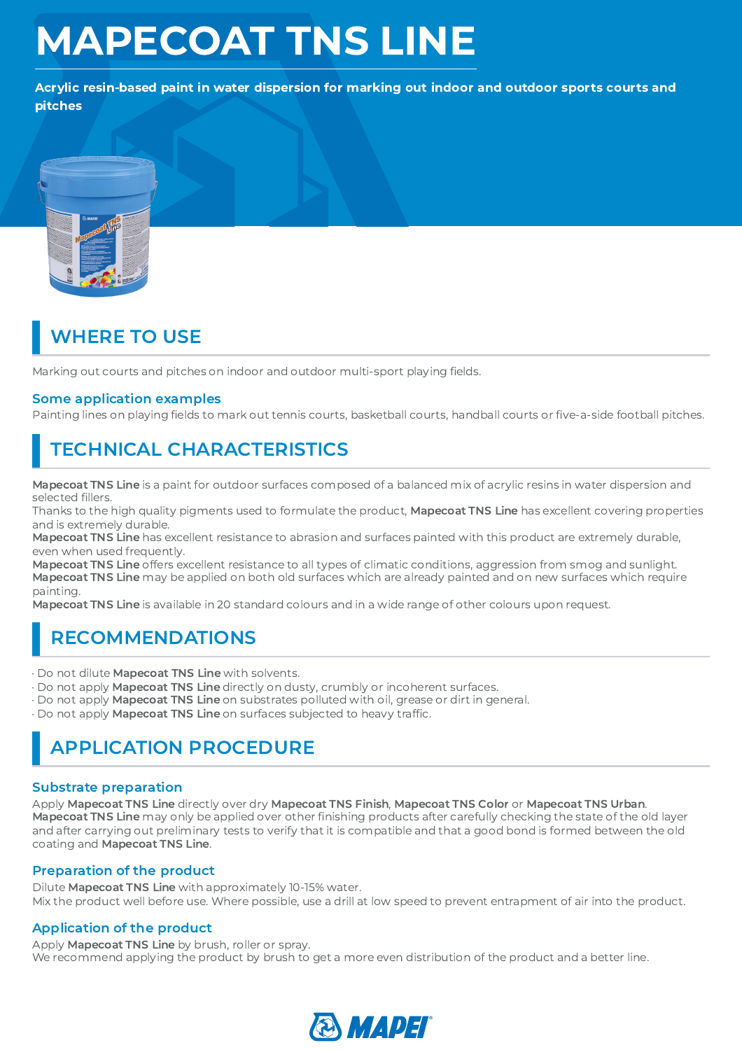# MAPECOAT TNS LINE

**Acrylic resin-based paint in water dispersion for marking out indoor and outdoor sports courts and pitches**

## WHERE TO USE

Marking out courts and pitches on indoor and outdoor multi-sport playing fields.

### Some application examples

Painting lines on playing fields to mark out tennis courts, basketball courts, handball courts or five-a-side football pitches.

## TECHNICAL CHARACTERISTICS

**Mapecoat TNS Line** is a paint for outdoor surfaces composed of a balanced mix of acrylic resins in water dispersion and selected fillers.
Thanks to the high quality pigments used to formulate the product, **Mapecoat TNS Line** has excellent covering properties and is extremely durable.
**Mapecoat TNS Line** has excellent resistance to abrasion and surfaces painted with this product are extremely durable, even when used frequently.
**Mapecoat TNS Line** offers excellent resistance to all types of climatic conditions, aggression from smog and sunlight.
**Mapecoat TNS Line** may be applied on both old surfaces which are already painted and on new surfaces which require painting.
**Mapecoat TNS Line** is available in 20 standard colours and in a wide range of other colours upon request.

## RECOMMENDATIONS

- Do not dilute **Mapecoat TNS Line** with solvents.
- Do not apply **Mapecoat TNS Line** directly on dusty, crumbly or incoherent surfaces.
- Do not apply **Mapecoat TNS Line** on substrates polluted with oil, grease or dirt in general.
- Do not apply **Mapecoat TNS Line** on surfaces subjected to heavy traffic.

## APPLICATION PROCEDURE

### Substrate preparation

Apply **Mapecoat TNS Line** directly over dry **Mapecoat TNS Finish**, **Mapecoat TNS Color** or **Mapecoat TNS Urban**.
**Mapecoat TNS Line** may only be applied over other finishing products after carefully checking the state of the old layer and after carrying out preliminary tests to verify that it is compatible and that a good bond is formed between the old coating and **Mapecoat TNS Line**.

### Preparation of the product

Dilute **Mapecoat TNS Line** with approximately 10-15% water.
Mix the product well before use. Where possible, use a drill at low speed to prevent entrapment of air into the product.

### Application of the product

Apply **Mapecoat TNS Line** by brush, roller or spray.
We recommend applying the product by brush to get a more even distribution of the product and a better line.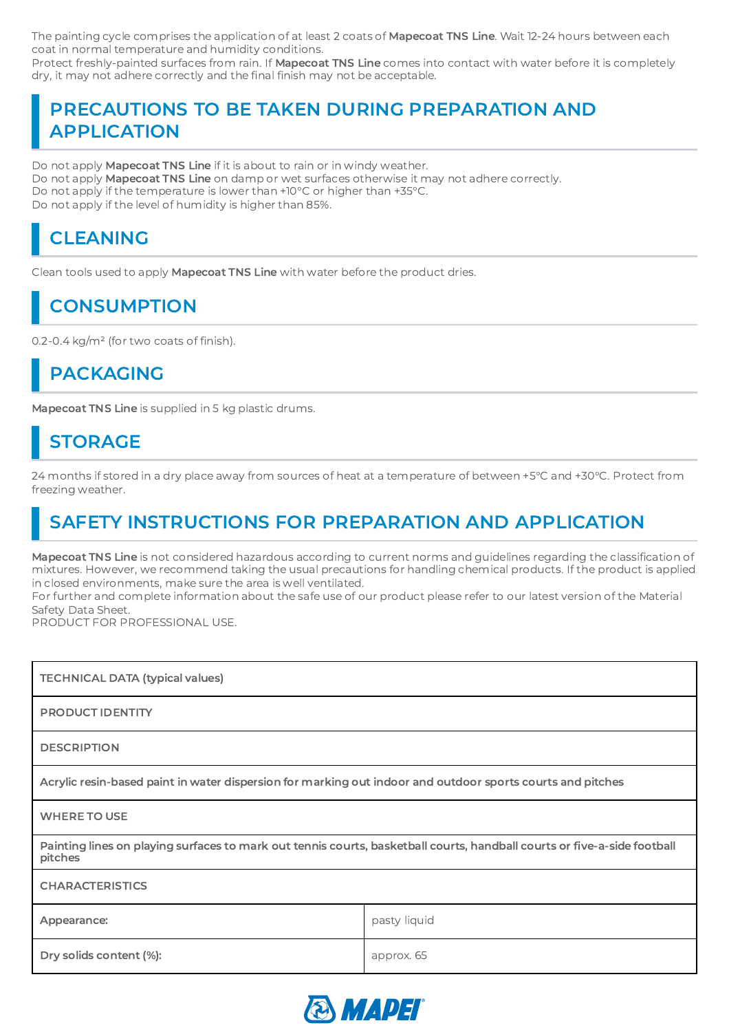The painting cycle comprises the application of at least 2 coats of **Mapecoat TNS Line**. Wait 12-24 hours between each coat in normal temperature and humidity conditions.
Protect freshly-painted surfaces from rain. If **Mapecoat TNS Line** comes into contact with water before it is completely dry, it may not adhere correctly and the final finish may not be acceptable.

## PRECAUTIONS TO BE TAKEN DURING PREPARATION AND APPLICATION

Do not apply **Mapecoat TNS Line** if it is about to rain or in windy weather.
Do not apply **Mapecoat TNS Line** on damp or wet surfaces otherwise it may not adhere correctly.
Do not apply if the temperature is lower than +10°C or higher than +35°C.
Do not apply if the level of humidity is higher than 85%.

## CLEANING

Clean tools used to apply **Mapecoat TNS Line** with water before the product dries.

## CONSUMPTION

0.2-0.4 kg/m² (for two coats of finish).

## PACKAGING

**Mapecoat TNS Line** is supplied in 5 kg plastic drums.

## STORAGE

24 months if stored in a dry place away from sources of heat at a temperature of between +5°C and +30°C. Protect from freezing weather.

## SAFETY INSTRUCTIONS FOR PREPARATION AND APPLICATION

**Mapecoat TNS Line** is not considered hazardous according to current norms and guidelines regarding the classification of mixtures. However, we recommend taking the usual precautions for handling chemical products. If the product is applied in closed environments, make sure the area is well ventilated.
For further and complete information about the safe use of our product please refer to our latest version of the Material Safety Data Sheet.
PRODUCT FOR PROFESSIONAL USE.

| TECHNICAL DATA (typical values) | |
|---|---|
| **PRODUCT IDENTITY** | |
| **DESCRIPTION** | |
| **Acrylic resin-based paint in water dispersion for marking out indoor and outdoor sports courts and pitches** | |
| **WHERE TO USE** | |
| **Painting lines on playing surfaces to mark out tennis courts, basketball courts, handball courts or five-a-side football pitches** | |
| **CHARACTERISTICS** | |
| **Appearance:** | pasty liquid |
| **Dry solids content (%):** | approx. 65 |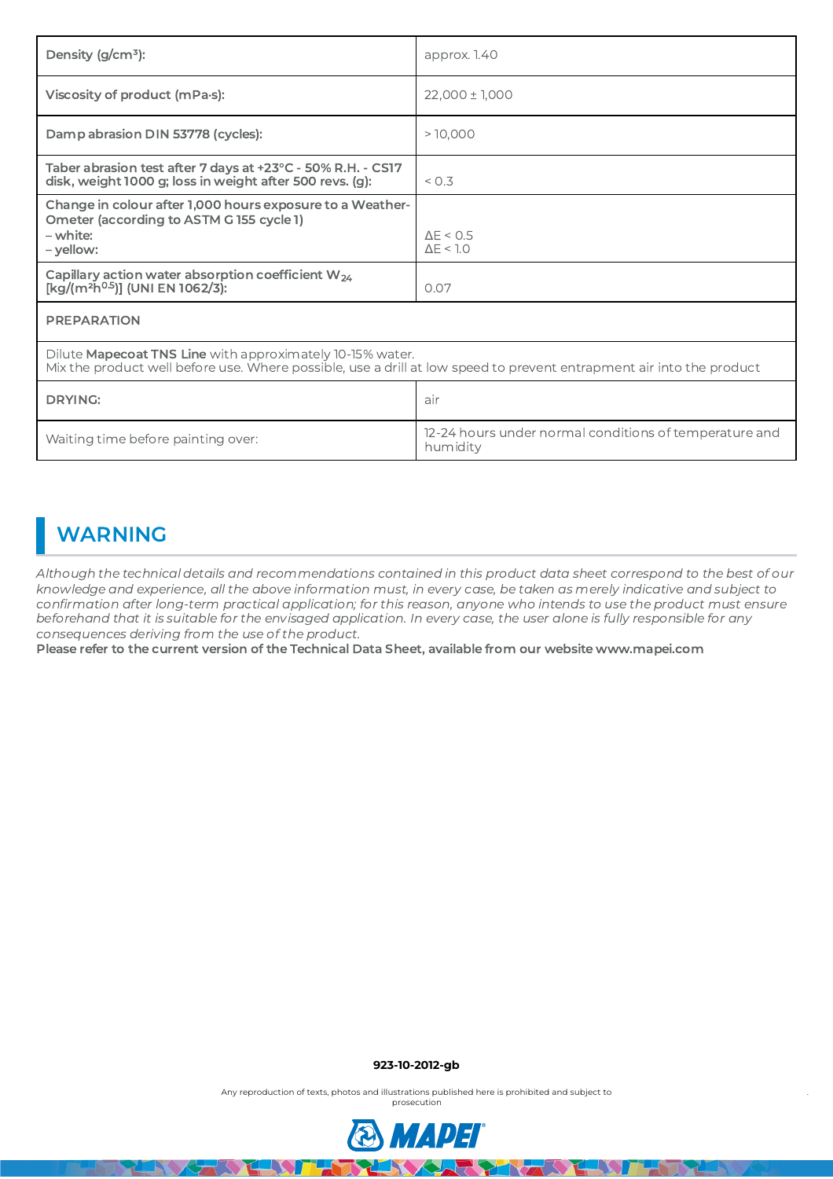| | |
|---|---|
| **Density (g/cm³):** | approx. 1.40 |
| **Viscosity of product (mPa·s):** | 22,000 ± 1,000 |
| **Damp abrasion DIN 53778 (cycles):** | > 10,000 |
| **Taber abrasion test after 7 days at +23°C - 50% R.H. - CS17 disk, weight 1000 g; loss in weight after 500 revs. (g):** | < 0.3 |
| **Change in colour after 1,000 hours exposure to a Weather-Ometer (according to ASTM G 155 cycle 1)** <br> **– white:** <br> **– yellow:** | <br> <br> ΔE < 0.5 <br> ΔE < 1.0 |
| **Capillary action water absorption coefficient $W_{24}$ [kg/(m²h$^{0.5}$)] (UNI EN 1062/3):** | 0.07 |
| **PREPARATION** | |
| Dilute **Mapecoat TNS Line** with approximately 10-15% water. <br> Mix the product well before use. Where possible, use a drill at low speed to prevent entrapment air into the product | |
| **DRYING:** | air |
| Waiting time before painting over: | 12-24 hours under normal conditions of temperature and humidity |

## WARNING

*Although the technical details and recommendations contained in this product data sheet correspond to the best of our knowledge and experience, all the above information must, in every case, be taken as merely indicative and subject to confirmation after long-term practical application; for this reason, anyone who intends to use the product must ensure beforehand that it is suitable for the envisaged application. In every case, the user alone is fully responsible for any consequences deriving from the use of the product.*

**Please refer to the current version of the Technical Data Sheet, available from our website www.mapei.com**

**923-10-2012-gb**

Any reproduction of texts, photos and illustrations published here is prohibited and subject to prosecution